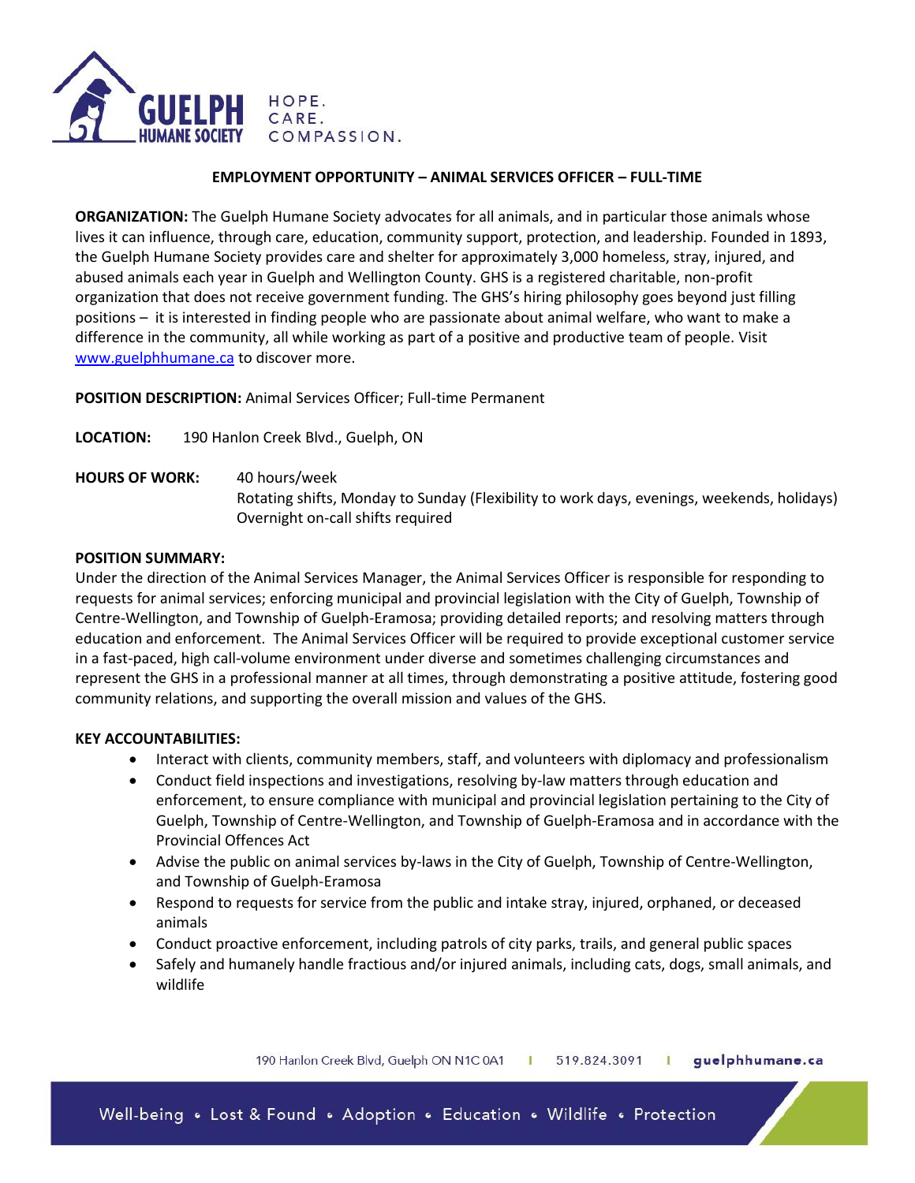GUELPH HUMANE SOCIETY — HOPE. CARE. COMPASSION.

## EMPLOYMENT OPPORTUNITY – ANIMAL SERVICES OFFICER – FULL-TIME

**ORGANIZATION:** The Guelph Humane Society advocates for all animals, and in particular those animals whose lives it can influence, through care, education, community support, protection, and leadership. Founded in 1893, the Guelph Humane Society provides care and shelter for approximately 3,000 homeless, stray, injured, and abused animals each year in Guelph and Wellington County. GHS is a registered charitable, non-profit organization that does not receive government funding. The GHS's hiring philosophy goes beyond just filling positions – it is interested in finding people who are passionate about animal welfare, who want to make a difference in the community, all while working as part of a positive and productive team of people. Visit [www.guelphhumane.ca](http://www.guelphhumane.ca) to discover more.

**POSITION DESCRIPTION:** Animal Services Officer; Full-time Permanent

**LOCATION:** 190 Hanlon Creek Blvd., Guelph, ON

**HOURS OF WORK:** 40 hours/week
Rotating shifts, Monday to Sunday (Flexibility to work days, evenings, weekends, holidays)
Overnight on-call shifts required

**POSITION SUMMARY:**
Under the direction of the Animal Services Manager, the Animal Services Officer is responsible for responding to requests for animal services; enforcing municipal and provincial legislation with the City of Guelph, Township of Centre-Wellington, and Township of Guelph-Eramosa; providing detailed reports; and resolving matters through education and enforcement. The Animal Services Officer will be required to provide exceptional customer service in a fast-paced, high call-volume environment under diverse and sometimes challenging circumstances and represent the GHS in a professional manner at all times, through demonstrating a positive attitude, fostering good community relations, and supporting the overall mission and values of the GHS.

**KEY ACCOUNTABILITIES:**

- Interact with clients, community members, staff, and volunteers with diplomacy and professionalism
- Conduct field inspections and investigations, resolving by-law matters through education and enforcement, to ensure compliance with municipal and provincial legislation pertaining to the City of Guelph, Township of Centre-Wellington, and Township of Guelph-Eramosa and in accordance with the Provincial Offences Act
- Advise the public on animal services by-laws in the City of Guelph, Township of Centre-Wellington, and Township of Guelph-Eramosa
- Respond to requests for service from the public and intake stray, injured, orphaned, or deceased animals
- Conduct proactive enforcement, including patrols of city parks, trails, and general public spaces
- Safely and humanely handle fractious and/or injured animals, including cats, dogs, small animals, and wildlife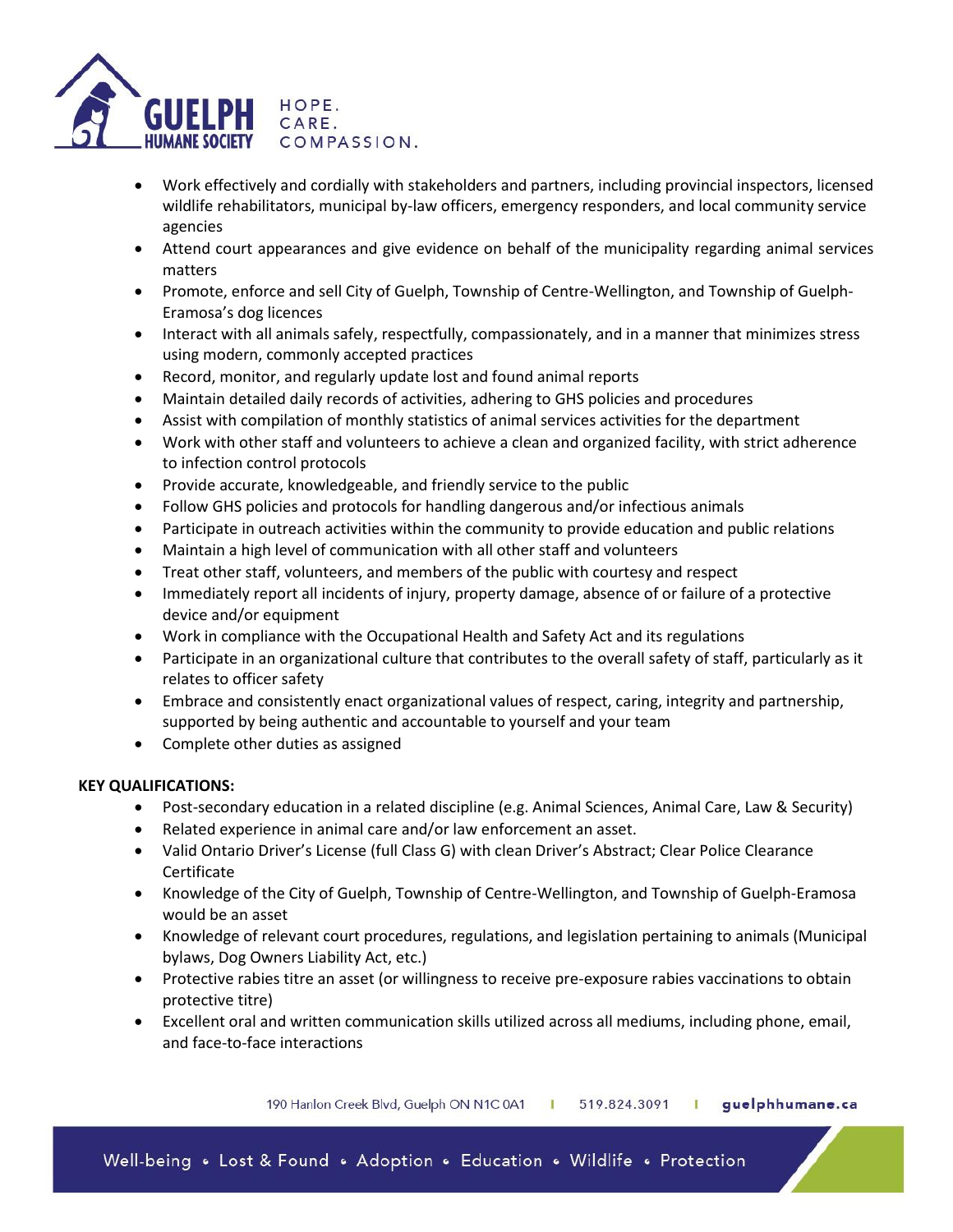- Work effectively and cordially with stakeholders and partners, including provincial inspectors, licensed wildlife rehabilitators, municipal by-law officers, emergency responders, and local community service agencies
- Attend court appearances and give evidence on behalf of the municipality regarding animal services matters
- Promote, enforce and sell City of Guelph, Township of Centre-Wellington, and Township of Guelph-Eramosa's dog licences
- Interact with all animals safely, respectfully, compassionately, and in a manner that minimizes stress using modern, commonly accepted practices
- Record, monitor, and regularly update lost and found animal reports
- Maintain detailed daily records of activities, adhering to GHS policies and procedures
- Assist with compilation of monthly statistics of animal services activities for the department
- Work with other staff and volunteers to achieve a clean and organized facility, with strict adherence to infection control protocols
- Provide accurate, knowledgeable, and friendly service to the public
- Follow GHS policies and protocols for handling dangerous and/or infectious animals
- Participate in outreach activities within the community to provide education and public relations
- Maintain a high level of communication with all other staff and volunteers
- Treat other staff, volunteers, and members of the public with courtesy and respect
- Immediately report all incidents of injury, property damage, absence of or failure of a protective device and/or equipment
- Work in compliance with the Occupational Health and Safety Act and its regulations
- Participate in an organizational culture that contributes to the overall safety of staff, particularly as it relates to officer safety
- Embrace and consistently enact organizational values of respect, caring, integrity and partnership, supported by being authentic and accountable to yourself and your team
- Complete other duties as assigned

**KEY QUALIFICATIONS:**

- Post-secondary education in a related discipline (e.g. Animal Sciences, Animal Care, Law & Security)
- Related experience in animal care and/or law enforcement an asset.
- Valid Ontario Driver's License (full Class G) with clean Driver's Abstract; Clear Police Clearance Certificate
- Knowledge of the City of Guelph, Township of Centre-Wellington, and Township of Guelph-Eramosa would be an asset
- Knowledge of relevant court procedures, regulations, and legislation pertaining to animals (Municipal bylaws, Dog Owners Liability Act, etc.)
- Protective rabies titre an asset (or willingness to receive pre-exposure rabies vaccinations to obtain protective titre)
- Excellent oral and written communication skills utilized across all mediums, including phone, email, and face-to-face interactions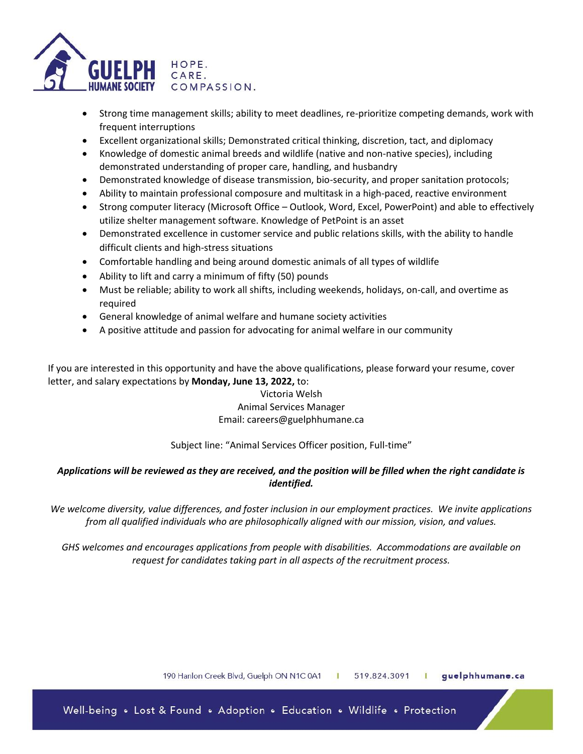- Strong time management skills; ability to meet deadlines, re-prioritize competing demands, work with frequent interruptions
- Excellent organizational skills; Demonstrated critical thinking, discretion, tact, and diplomacy
- Knowledge of domestic animal breeds and wildlife (native and non-native species), including demonstrated understanding of proper care, handling, and husbandry
- Demonstrated knowledge of disease transmission, bio-security, and proper sanitation protocols;
- Ability to maintain professional composure and multitask in a high-paced, reactive environment
- Strong computer literacy (Microsoft Office – Outlook, Word, Excel, PowerPoint) and able to effectively utilize shelter management software. Knowledge of PetPoint is an asset
- Demonstrated excellence in customer service and public relations skills, with the ability to handle difficult clients and high-stress situations
- Comfortable handling and being around domestic animals of all types of wildlife
- Ability to lift and carry a minimum of fifty (50) pounds
- Must be reliable; ability to work all shifts, including weekends, holidays, on-call, and overtime as required
- General knowledge of animal welfare and humane society activities
- A positive attitude and passion for advocating for animal welfare in our community

If you are interested in this opportunity and have the above qualifications, please forward your resume, cover letter, and salary expectations by **Monday, June 13, 2022,** to:

Victoria Welsh
Animal Services Manager
Email: careers@guelphhumane.ca

Subject line: "Animal Services Officer position, Full-time"

***Applications will be reviewed as they are received, and the position will be filled when the right candidate is identified.***

*We welcome diversity, value differences, and foster inclusion in our employment practices. We invite applications from all qualified individuals who are philosophically aligned with our mission, vision, and values.*

*GHS welcomes and encourages applications from people with disabilities. Accommodations are available on request for candidates taking part in all aspects of the recruitment process.*